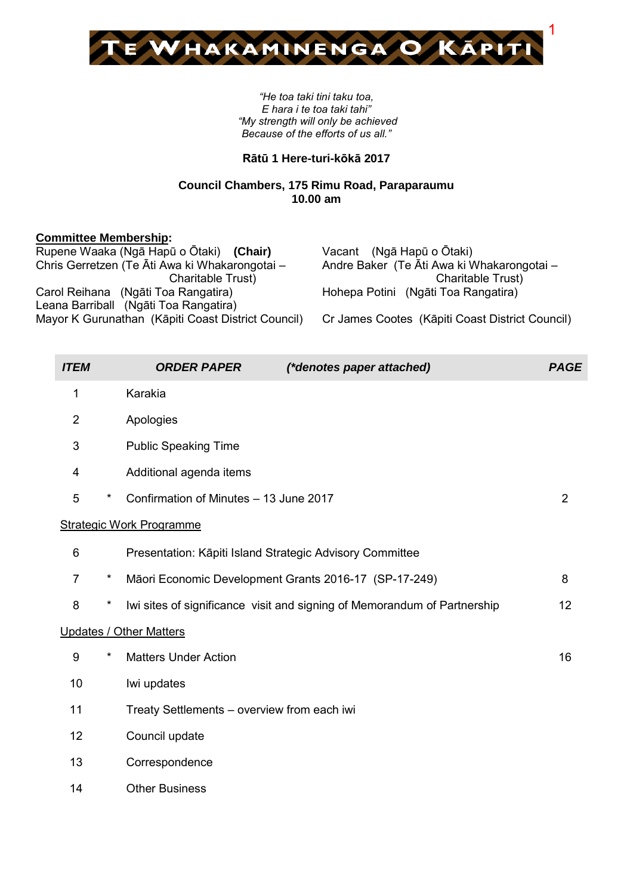# TE WHAKAMINENGA O KĀPITI

*"He toa taki tini taku toa,*
*E hara i te toa taki tahi"*
*"My strength will only be achieved*
*Because of the efforts of us all."*

**Rātū 1 Here-turi-kōkā 2017**

**Council Chambers, 175 Rimu Road, Paraparaumu**
**10.00 am**

**Committee Membership:**

Rupene Waaka (Ngā Hapū o Ōtaki) **(Chair)**
Chris Gerretzen (Te Āti Awa ki Whakarongotai – Charitable Trust)
Carol Reihana (Ngāti Toa Rangatira)
Leana Barriball (Ngāti Toa Rangatira)
Mayor K Gurunathan (Kāpiti Coast District Council)

Vacant (Ngā Hapū o Ōtaki)
Andre Baker (Te Āti Awa ki Whakarongotai – Charitable Trust)
Hohepa Potini (Ngāti Toa Rangatira)
Cr James Cootes (Kāpiti Coast District Council)

| *ITEM* | | *ORDER PAPER (\*denotes paper attached)* | *PAGE* |
|---|---|---|---|
| 1 | | Karakia | |
| 2 | | Apologies | |
| 3 | | Public Speaking Time | |
| 4 | | Additional agenda items | |
| 5 | * | Confirmation of Minutes – 13 June 2017 | 2 |
| Strategic Work Programme | | | |
| 6 | | Presentation: Kāpiti Island Strategic Advisory Committee | |
| 7 | * | Māori Economic Development Grants 2016-17 (SP-17-249) | 8 |
| 8 | * | Iwi sites of significance visit and signing of Memorandum of Partnership | 12 |
| Updates / Other Matters | | | |
| 9 | * | Matters Under Action | 16 |
| 10 | | Iwi updates | |
| 11 | | Treaty Settlements – overview from each iwi | |
| 12 | | Council update | |
| 13 | | Correspondence | |
| 14 | | Other Business | |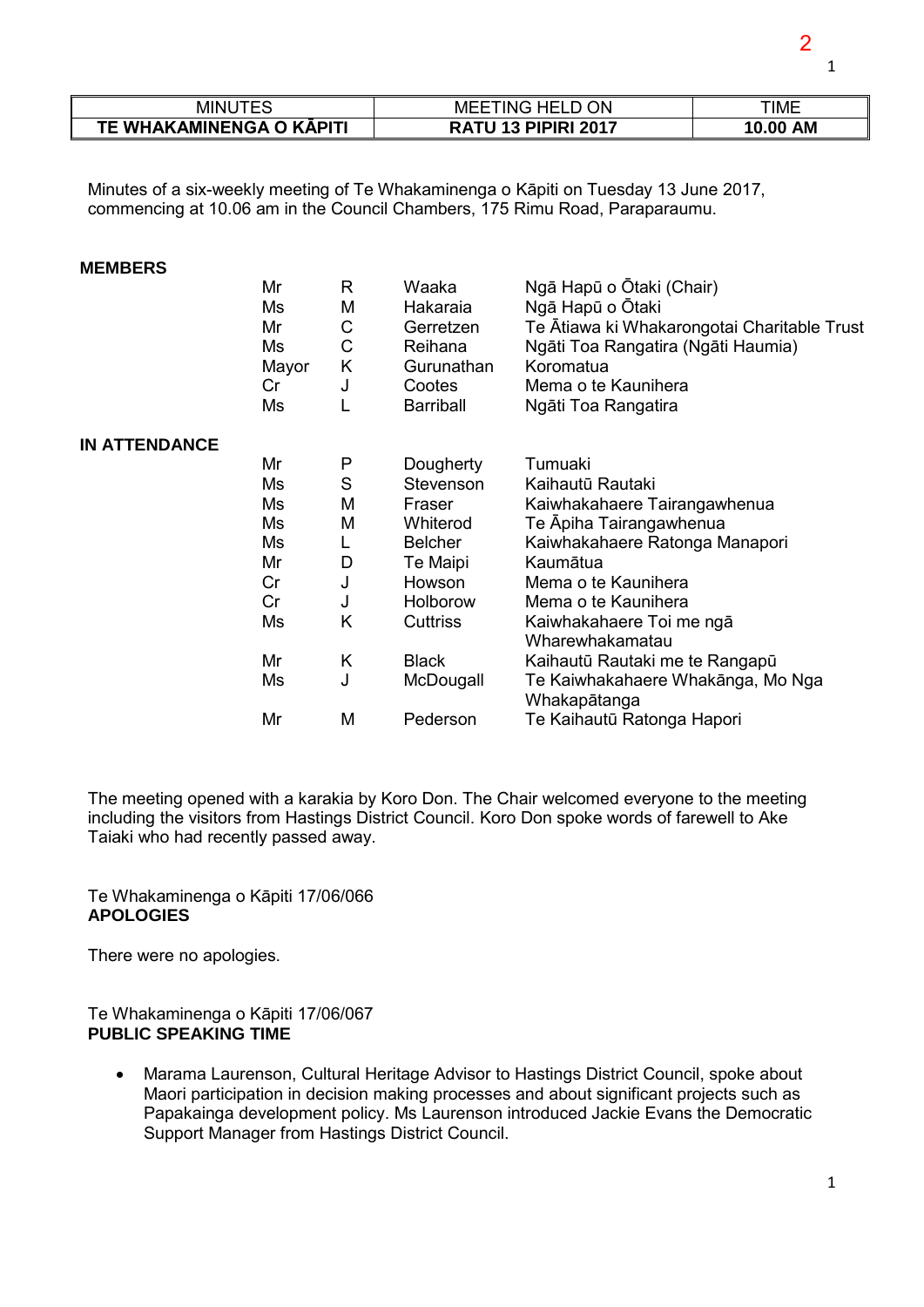| MINUTES | MEETING HELD ON | TIME |
|---|---|---|
| **TE WHAKAMINENGA O KĀPITI** | **RATU 13 PIPIRI 2017** | **10.00 AM** |

Minutes of a six-weekly meeting of Te Whakaminenga o Kāpiti on Tuesday 13 June 2017, commencing at 10.06 am in the Council Chambers, 175 Rimu Road, Paraparaumu.

**MEMBERS**

| | | | |
|---|---|---|---|
| Mr | R | Waaka | Ngā Hapū o Ōtaki (Chair) |
| Ms | M | Hakaraia | Ngā Hapū o Ōtaki |
| Mr | C | Gerretzen | Te Ātiawa ki Whakarongotai Charitable Trust |
| Ms | C | Reihana | Ngāti Toa Rangatira (Ngāti Haumia) |
| Mayor | K | Gurunathan | Koromatua |
| Cr | J | Cootes | Mema o te Kaunihera |
| Ms | L | Barriball | Ngāti Toa Rangatira |

**IN ATTENDANCE**

| | | | |
|---|---|---|---|
| Mr | P | Dougherty | Tumuaki |
| Ms | S | Stevenson | Kaihautū Rautaki |
| Ms | M | Fraser | Kaiwhakahaere Tairangawhenua |
| Ms | M | Whiterod | Te Āpiha Tairangawhenua |
| Ms | L | Belcher | Kaiwhakahaere Ratonga Manapori |
| Mr | D | Te Maipi | Kaumātua |
| Cr | J | Howson | Mema o te Kaunihera |
| Cr | J | Holborow | Mema o te Kaunihera |
| Ms | K | Cuttriss | Kaiwhakahaere Toi me ngā Wharewhakamatau |
| Mr | K | Black | Kaihautū Rautaki me te Rangapū |
| Ms | J | McDougall | Te Kaiwhakahaere Whakānga, Mo Nga Whakapātanga |
| Mr | M | Pederson | Te Kaihautū Ratonga Hapori |

The meeting opened with a karakia by Koro Don. The Chair welcomed everyone to the meeting including the visitors from Hastings District Council. Koro Don spoke words of farewell to Ake Taiaki who had recently passed away.

Te Whakaminenga o Kāpiti 17/06/066
**APOLOGIES**

There were no apologies.

Te Whakaminenga o Kāpiti 17/06/067
**PUBLIC SPEAKING TIME**

- Marama Laurenson, Cultural Heritage Advisor to Hastings District Council, spoke about Maori participation in decision making processes and about significant projects such as Papakainga development policy. Ms Laurenson introduced Jackie Evans the Democratic Support Manager from Hastings District Council.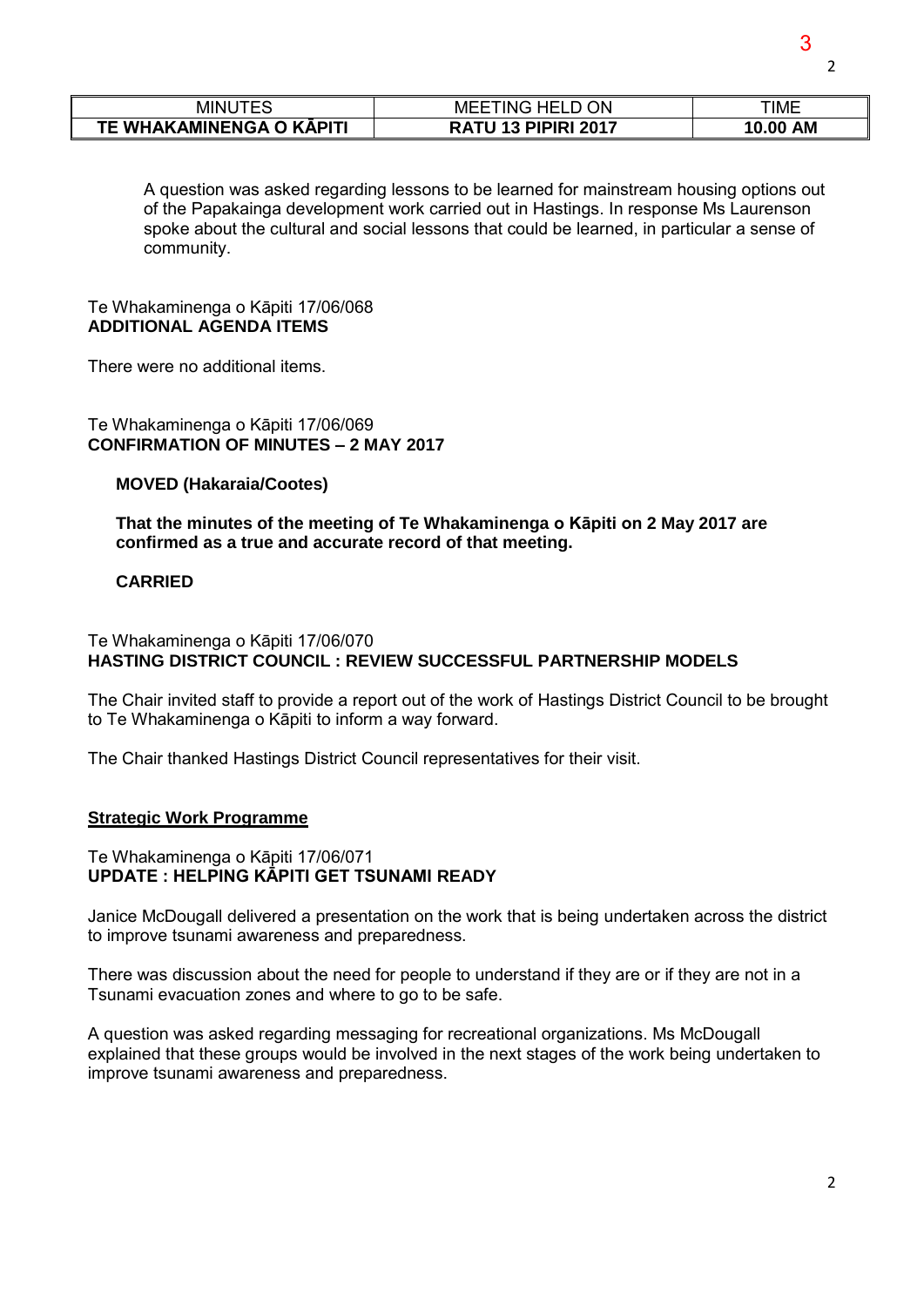A question was asked regarding lessons to be learned for mainstream housing options out of the Papakainga development work carried out in Hastings. In response Ms Laurenson spoke about the cultural and social lessons that could be learned, in particular a sense of community.

Te Whakaminenga o Kāpiti 17/06/068
**ADDITIONAL AGENDA ITEMS**

There were no additional items.

Te Whakaminenga o Kāpiti 17/06/069
**CONFIRMATION OF MINUTES – 2 MAY 2017**

**MOVED (Hakaraia/Cootes)**

**That the minutes of the meeting of Te Whakaminenga o Kāpiti on 2 May 2017 are confirmed as a true and accurate record of that meeting.**

**CARRIED**

Te Whakaminenga o Kāpiti 17/06/070
**HASTING DISTRICT COUNCIL : REVIEW SUCCESSFUL PARTNERSHIP MODELS**

The Chair invited staff to provide a report out of the work of Hastings District Council to be brought to Te Whakaminenga o Kāpiti to inform a way forward.

The Chair thanked Hastings District Council representatives for their visit.

**Strategic Work Programme**

Te Whakaminenga o Kāpiti 17/06/071
**UPDATE : HELPING KĀPITI GET TSUNAMI READY**

Janice McDougall delivered a presentation on the work that is being undertaken across the district to improve tsunami awareness and preparedness.

There was discussion about the need for people to understand if they are or if they are not in a Tsunami evacuation zones and where to go to be safe.

A question was asked regarding messaging for recreational organizations. Ms McDougall explained that these groups would be involved in the next stages of the work being undertaken to improve tsunami awareness and preparedness.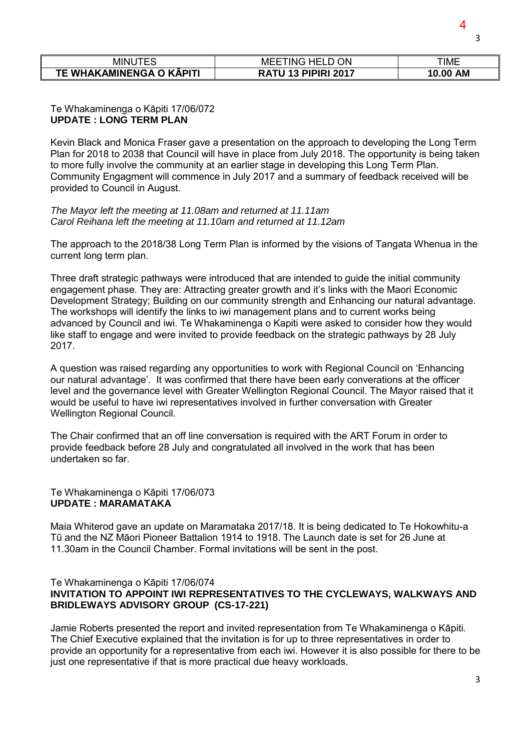| MINUTES | MEETING HELD ON | TIME |
|---|---|---|
| **TE WHAKAMINENGA O KĀPITI** | **RATU 13 PIPIRI 2017** | **10.00 AM** |

Te Whakaminenga o Kāpiti 17/06/072
**UPDATE : LONG TERM PLAN**

Kevin Black and Monica Fraser gave a presentation on the approach to developing the Long Term Plan for 2018 to 2038 that Council will have in place from July 2018. The opportunity is being taken to more fully involve the community at an earlier stage in developing this Long Term Plan. Community Engagment will commence in July 2017 and a summary of feedback received will be provided to Council in August.

*The Mayor left the meeting at 11.08am and returned at 11.11am*
*Carol Reihana left the meeting at 11.10am and returned at 11.12am*

The approach to the 2018/38 Long Term Plan is informed by the visions of Tangata Whenua in the current long term plan.

Three draft strategic pathways were introduced that are intended to guide the initial community engagement phase. They are: Attracting greater growth and it's links with the Maori Economic Development Strategy; Building on our community strength and Enhancing our natural advantage. The workshops will identify the links to iwi management plans and to current works being advanced by Council and iwi. Te Whakaminenga o Kapiti were asked to consider how they would like staff to engage and were invited to provide feedback on the strategic pathways by 28 July 2017.

A question was raised regarding any opportunities to work with Regional Council on 'Enhancing our natural advantage'. It was confirmed that there have been early converations at the officer level and the governance level with Greater Wellington Regional Council. The Mayor raised that it would be useful to have iwi representatives involved in further conversation with Greater Wellington Regional Council.

The Chair confirmed that an off line conversation is required with the ART Forum in order to provide feedback before 28 July and congratulated all involved in the work that has been undertaken so far.

Te Whakaminenga o Kāpiti 17/06/073
**UPDATE : MARAMATAKA**

Maia Whiterod gave an update on Maramataka 2017/18. It is being dedicated to Te Hokowhitu-a Tū and the NZ Māori Pioneer Battalion 1914 to 1918. The Launch date is set for 26 June at 11.30am in the Council Chamber. Formal invitations will be sent in the post.

Te Whakaminenga o Kāpiti 17/06/074
**INVITATION TO APPOINT IWI REPRESENTATIVES TO THE CYCLEWAYS, WALKWAYS AND BRIDLEWAYS ADVISORY GROUP (CS-17-221)**

Jamie Roberts presented the report and invited representation from Te Whakaminenga o Kāpiti. The Chief Executive explained that the invitation is for up to three representatives in order to provide an opportunity for a representative from each iwi. However it is also possible for there to be just one representative if that is more practical due heavy workloads.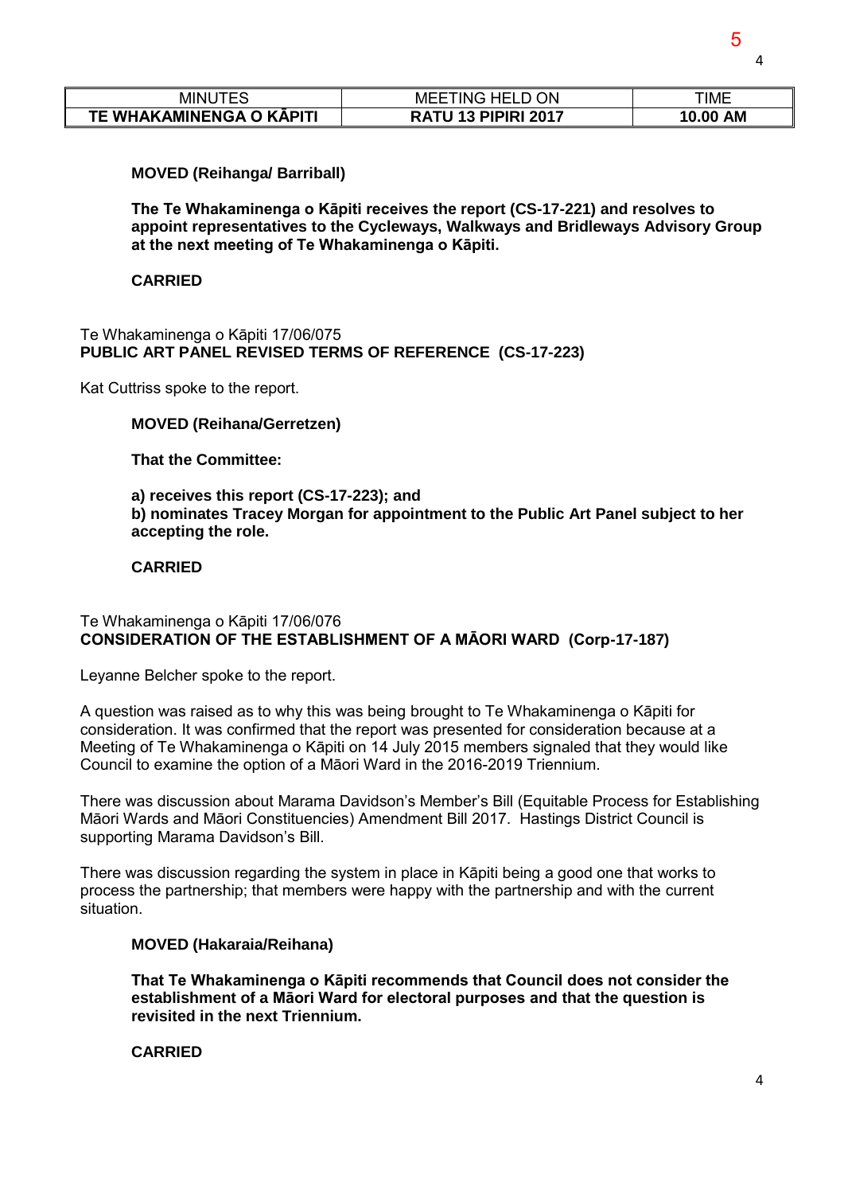**MOVED (Reihanga/ Barriball)**

**The Te Whakaminenga o Kāpiti receives the report (CS-17-221) and resolves to appoint representatives to the Cycleways, Walkways and Bridleways Advisory Group at the next meeting of Te Whakaminenga o Kāpiti.**

**CARRIED**

Te Whakaminenga o Kāpiti 17/06/075
**PUBLIC ART PANEL REVISED TERMS OF REFERENCE (CS-17-223)**

Kat Cuttriss spoke to the report.

**MOVED (Reihana/Gerretzen)**

**That the Committee:**

**a) receives this report (CS-17-223); and**
**b) nominates Tracey Morgan for appointment to the Public Art Panel subject to her accepting the role.**

**CARRIED**

Te Whakaminenga o Kāpiti 17/06/076
**CONSIDERATION OF THE ESTABLISHMENT OF A MĀORI WARD (Corp-17-187)**

Leyanne Belcher spoke to the report.

A question was raised as to why this was being brought to Te Whakaminenga o Kāpiti for consideration. It was confirmed that the report was presented for consideration because at a Meeting of Te Whakaminenga o Kāpiti on 14 July 2015 members signaled that they would like Council to examine the option of a Māori Ward in the 2016-2019 Triennium.

There was discussion about Marama Davidson's Member's Bill (Equitable Process for Establishing Māori Wards and Māori Constituencies) Amendment Bill 2017. Hastings District Council is supporting Marama Davidson's Bill.

There was discussion regarding the system in place in Kāpiti being a good one that works to process the partnership; that members were happy with the partnership and with the current situation.

**MOVED (Hakaraia/Reihana)**

**That Te Whakaminenga o Kāpiti recommends that Council does not consider the establishment of a Māori Ward for electoral purposes and that the question is revisited in the next Triennium.**

**CARRIED**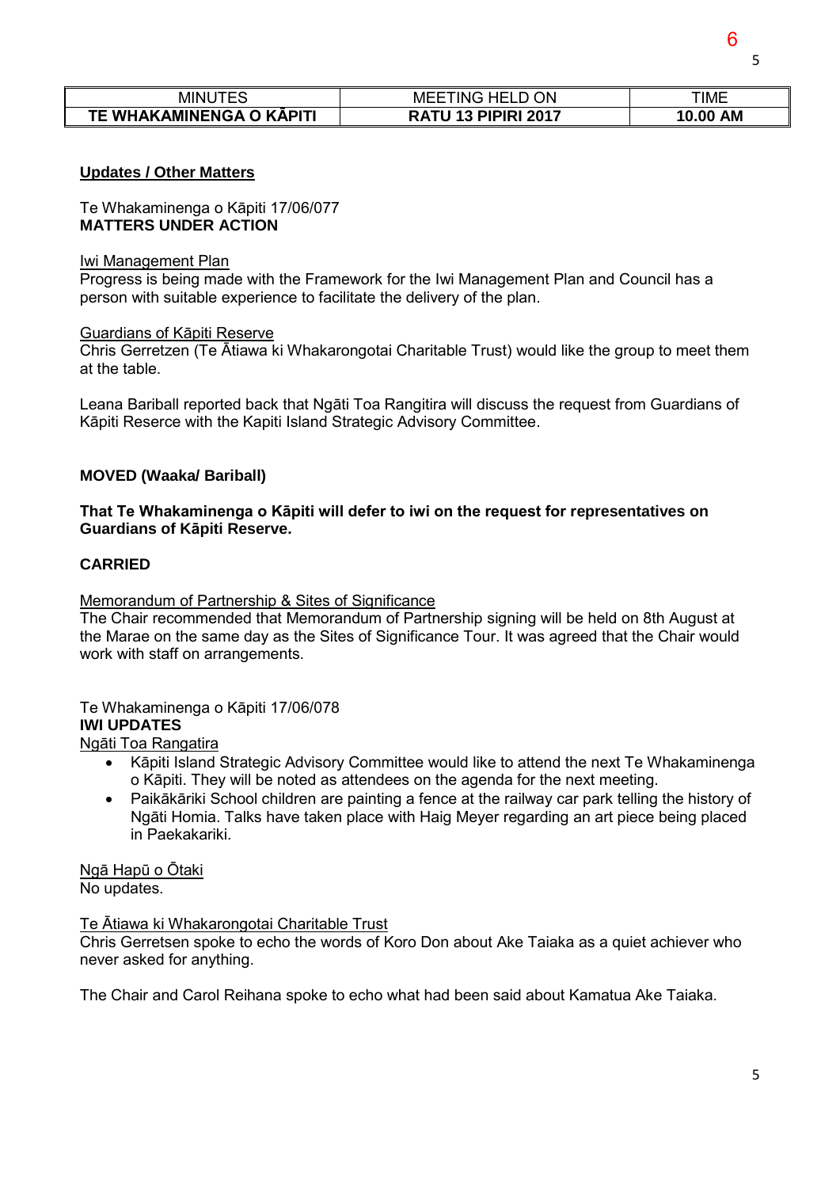| MINUTES | MEETING HELD ON | TIME |
|---|---|---|
| **TE WHAKAMINENGA O KĀPITI** | **RATU 13 PIPIRI 2017** | **10.00 AM** |

**Updates / Other Matters**

Te Whakaminenga o Kāpiti 17/06/077
**MATTERS UNDER ACTION**

Iwi Management Plan
Progress is being made with the Framework for the Iwi Management Plan and Council has a person with suitable experience to facilitate the delivery of the plan.

Guardians of Kāpiti Reserve
Chris Gerretzen (Te Ātiawa ki Whakarongotai Charitable Trust) would like the group to meet them at the table.

Leana Bariball reported back that Ngāti Toa Rangitira will discuss the request from Guardians of Kāpiti Reserce with the Kapiti Island Strategic Advisory Committee.

**MOVED (Waaka/ Bariball)**

**That Te Whakaminenga o Kāpiti will defer to iwi on the request for representatives on Guardians of Kāpiti Reserve.**

**CARRIED**

Memorandum of Partnership & Sites of Significance
The Chair recommended that Memorandum of Partnership signing will be held on 8th August at the Marae on the same day as the Sites of Significance Tour. It was agreed that the Chair would work with staff on arrangements.

Te Whakaminenga o Kāpiti 17/06/078
**IWI UPDATES**
Ngāti Toa Rangatira

- Kāpiti Island Strategic Advisory Committee would like to attend the next Te Whakaminenga o Kāpiti. They will be noted as attendees on the agenda for the next meeting.
- Paikākāriki School children are painting a fence at the railway car park telling the history of Ngāti Homia. Talks have taken place with Haig Meyer regarding an art piece being placed in Paekakariki.

Ngā Hapū o Ōtaki
No updates.

Te Ātiawa ki Whakarongotai Charitable Trust
Chris Gerretsen spoke to echo the words of Koro Don about Ake Taiaka as a quiet achiever who never asked for anything.

The Chair and Carol Reihana spoke to echo what had been said about Kamatua Ake Taiaka.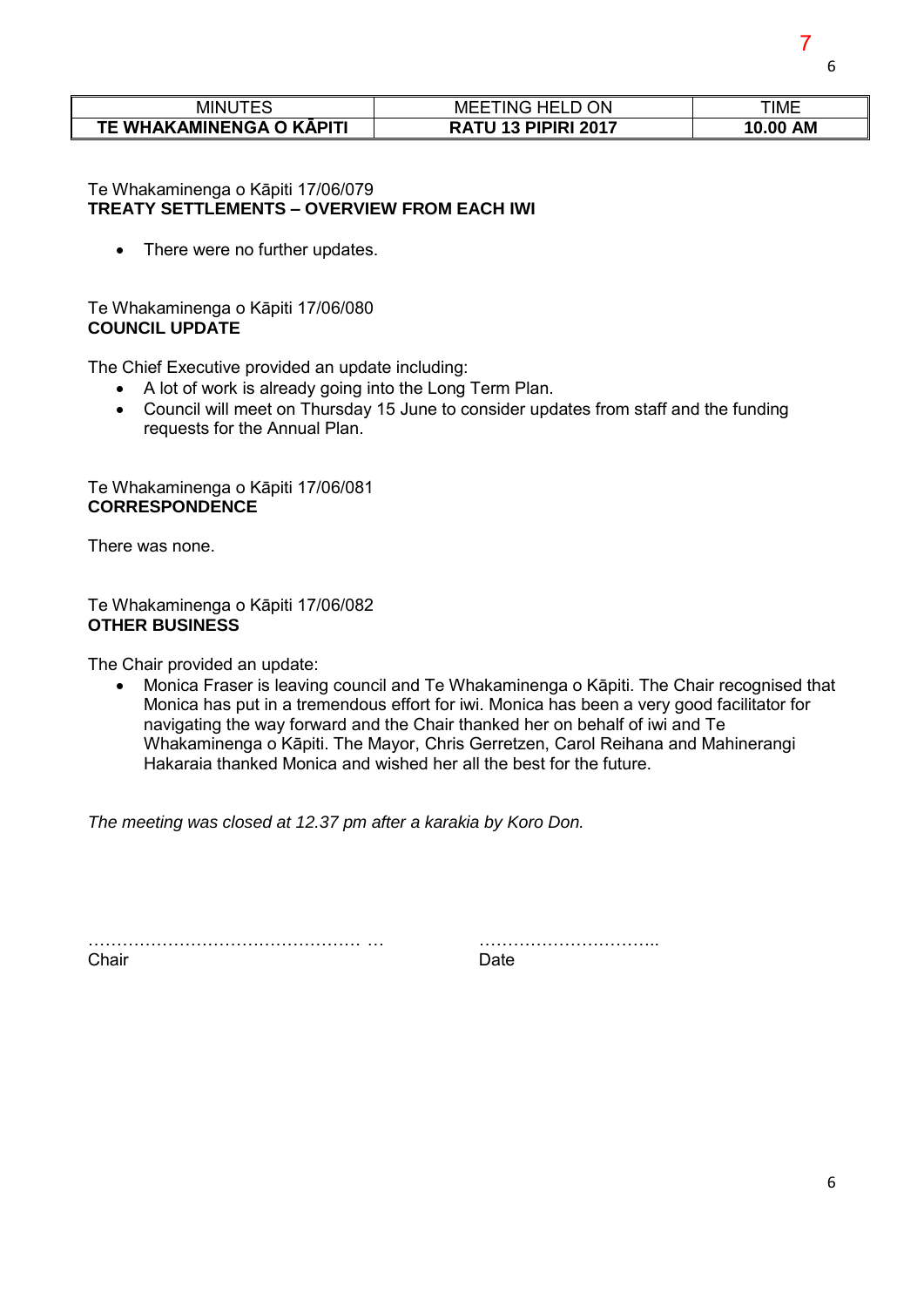| MINUTES | MEETING HELD ON | TIME |
| --- | --- | --- |
| **TE WHAKAMINENGA O KĀPITI** | **RATU 13 PIPIRI 2017** | **10.00 AM** |

Te Whakaminenga o Kāpiti 17/06/079
**TREATY SETTLEMENTS – OVERVIEW FROM EACH IWI**

- There were no further updates.

Te Whakaminenga o Kāpiti 17/06/080
**COUNCIL UPDATE**

The Chief Executive provided an update including:

- A lot of work is already going into the Long Term Plan.
- Council will meet on Thursday 15 June to consider updates from staff and the funding requests for the Annual Plan.

Te Whakaminenga o Kāpiti 17/06/081
**CORRESPONDENCE**

There was none.

Te Whakaminenga o Kāpiti 17/06/082
**OTHER BUSINESS**

The Chair provided an update:

- Monica Fraser is leaving council and Te Whakaminenga o Kāpiti. The Chair recognised that Monica has put in a tremendous effort for iwi. Monica has been a very good facilitator for navigating the way forward and the Chair thanked her on behalf of iwi and Te Whakaminenga o Kāpiti. The Mayor, Chris Gerretzen, Carol Reihana and Mahinerangi Hakaraia thanked Monica and wished her all the best for the future.

*The meeting was closed at 12.37 pm after a karakia by Koro Don.*

………………………………………… … ……………………………..
Chair Date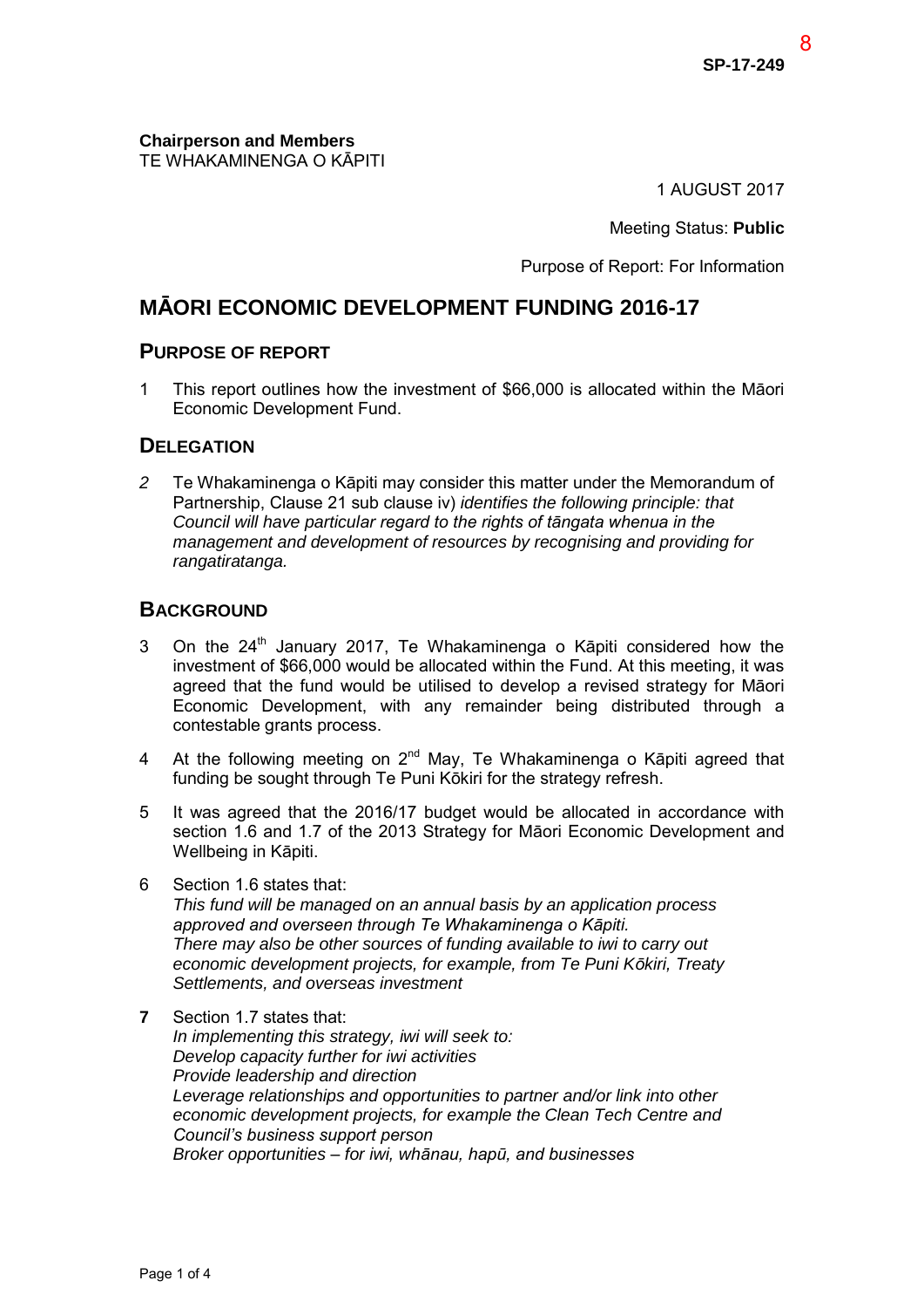SP-17-249

**Chairperson and Members**
TE WHAKAMINENGA O KĀPITI

1 AUGUST 2017

Meeting Status: **Public**

Purpose of Report: For Information

# MĀORI ECONOMIC DEVELOPMENT FUNDING 2016-17

## PURPOSE OF REPORT

1 This report outlines how the investment of $66,000 is allocated within the Māori Economic Development Fund.

## DELEGATION

*2* Te Whakaminenga o Kāpiti may consider this matter under the Memorandum of Partnership, Clause 21 sub clause iv) *identifies the following principle: that Council will have particular regard to the rights of tāngata whenua in the management and development of resources by recognising and providing for rangatiratanga.*

## BACKGROUND

3 On the 24th January 2017, Te Whakaminenga o Kāpiti considered how the investment of $66,000 would be allocated within the Fund. At this meeting, it was agreed that the fund would be utilised to develop a revised strategy for Māori Economic Development, with any remainder being distributed through a contestable grants process.

4 At the following meeting on 2nd May, Te Whakaminenga o Kāpiti agreed that funding be sought through Te Puni Kōkiri for the strategy refresh.

5 It was agreed that the 2016/17 budget would be allocated in accordance with section 1.6 and 1.7 of the 2013 Strategy for Māori Economic Development and Wellbeing in Kāpiti.

6 Section 1.6 states that:
*This fund will be managed on an annual basis by an application process approved and overseen through Te Whakaminenga o Kāpiti.*
*There may also be other sources of funding available to iwi to carry out economic development projects, for example, from Te Puni Kōkiri, Treaty Settlements, and overseas investment*

**7** Section 1.7 states that:
*In implementing this strategy, iwi will seek to:*
*Develop capacity further for iwi activities*
*Provide leadership and direction*
*Leverage relationships and opportunities to partner and/or link into other economic development projects, for example the Clean Tech Centre and Council's business support person*
*Broker opportunities – for iwi, whānau, hapū, and businesses*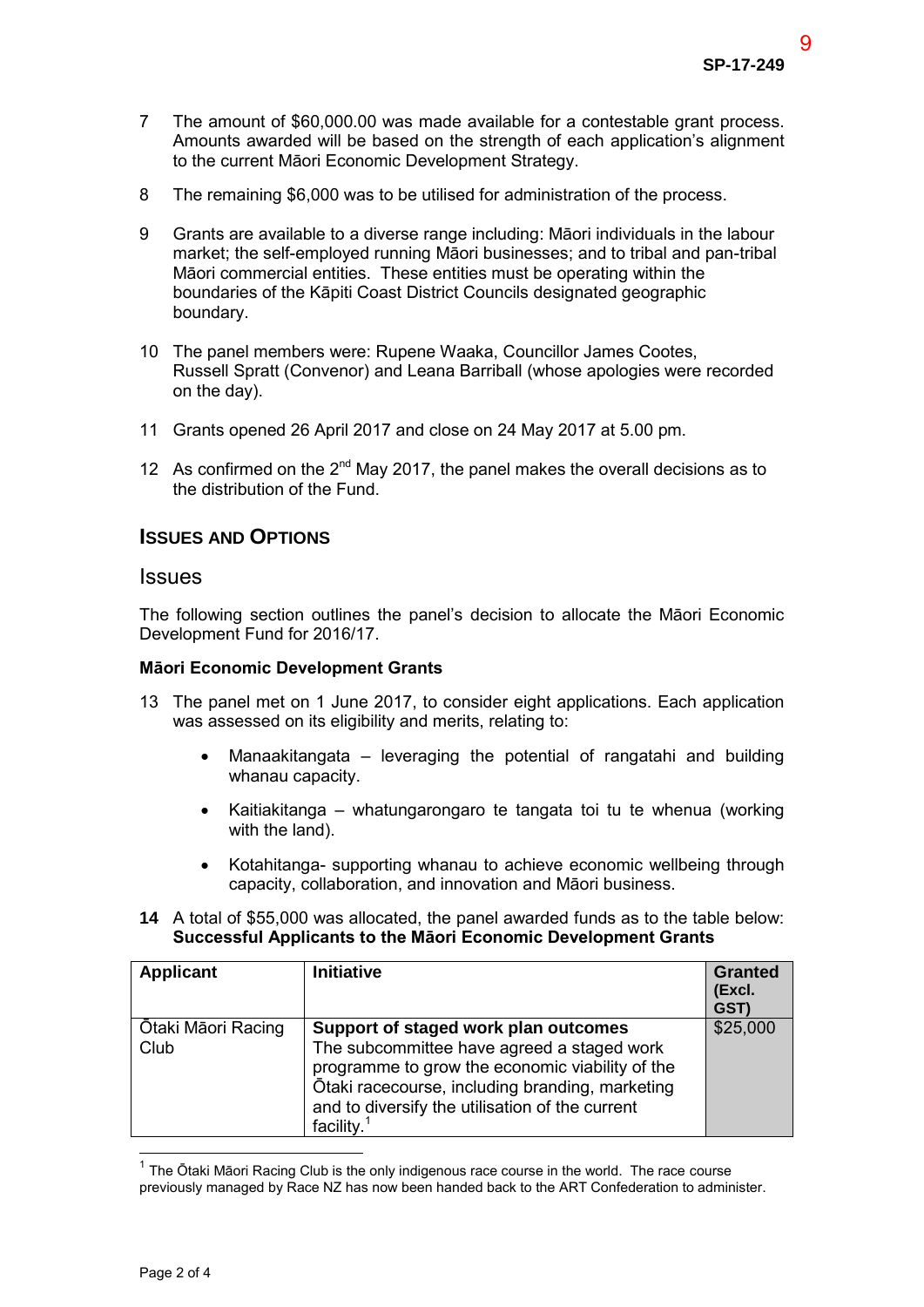7 The amount of $60,000.00 was made available for a contestable grant process. Amounts awarded will be based on the strength of each application's alignment to the current Māori Economic Development Strategy.

8 The remaining $6,000 was to be utilised for administration of the process.

9 Grants are available to a diverse range including: Māori individuals in the labour market; the self-employed running Māori businesses; and to tribal and pan-tribal Māori commercial entities. These entities must be operating within the boundaries of the Kāpiti Coast District Councils designated geographic boundary.

10 The panel members were: Rupene Waaka, Councillor James Cootes, Russell Spratt (Convenor) and Leana Barriball (whose apologies were recorded on the day).

11 Grants opened 26 April 2017 and close on 24 May 2017 at 5.00 pm.

12 As confirmed on the 2nd May 2017, the panel makes the overall decisions as to the distribution of the Fund.

## ISSUES AND OPTIONS

### Issues

The following section outlines the panel's decision to allocate the Māori Economic Development Fund for 2016/17.

**Māori Economic Development Grants**

13 The panel met on 1 June 2017, to consider eight applications. Each application was assessed on its eligibility and merits, relating to:

- Manaakitangata – leveraging the potential of rangatahi and building whanau capacity.
- Kaitiakitanga – whatungarongaro te tangata toi tu te whenua (working with the land).
- Kotahitanga- supporting whanau to achieve economic wellbeing through capacity, collaboration, and innovation and Māori business.

**14** A total of $55,000 was allocated, the panel awarded funds as to the table below:
**Successful Applicants to the Māori Economic Development Grants**

| Applicant | Initiative | Granted (Excl. GST) |
|---|---|---|
| Ōtaki Māori Racing Club | **Support of staged work plan outcomes** The subcommittee have agreed a staged work programme to grow the economic viability of the Ōtaki racecourse, including branding, marketing and to diversify the utilisation of the current facility.[1] | $25,000 |

[1] The Ōtaki Māori Racing Club is the only indigenous race course in the world. The race course previously managed by Race NZ has now been handed back to the ART Confederation to administer.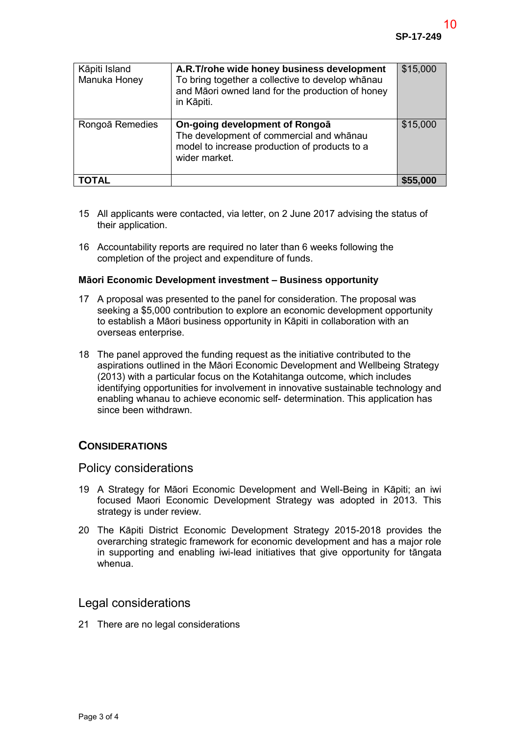| | | |
|---|---|---|
| Kāpiti Island Manuka Honey | **A.R.T/rohe wide honey business development** To bring together a collective to develop whānau and Māori owned land for the production of honey in Kāpiti. | $15,000 |
| Rongoā Remedies | **On-going development of Rongoā** The development of commercial and whānau model to increase production of products to a wider market. | $15,000 |
| **TOTAL** | | **$55,000** |

15 All applicants were contacted, via letter, on 2 June 2017 advising the status of their application.

16 Accountability reports are required no later than 6 weeks following the completion of the project and expenditure of funds.

**Māori Economic Development investment – Business opportunity**

17 A proposal was presented to the panel for consideration. The proposal was seeking a $5,000 contribution to explore an economic development opportunity to establish a Māori business opportunity in Kāpiti in collaboration with an overseas enterprise.

18 The panel approved the funding request as the initiative contributed to the aspirations outlined in the Māori Economic Development and Wellbeing Strategy (2013) with a particular focus on the Kotahitanga outcome, which includes identifying opportunities for involvement in innovative sustainable technology and enabling whanau to achieve economic self- determination. This application has since been withdrawn.

## CONSIDERATIONS

### Policy considerations

19 A Strategy for Māori Economic Development and Well-Being in Kāpiti; an iwi focused Maori Economic Development Strategy was adopted in 2013. This strategy is under review.

20 The Kāpiti District Economic Development Strategy 2015-2018 provides the overarching strategic framework for economic development and has a major role in supporting and enabling iwi-lead initiatives that give opportunity for tāngata whenua.

### Legal considerations

21 There are no legal considerations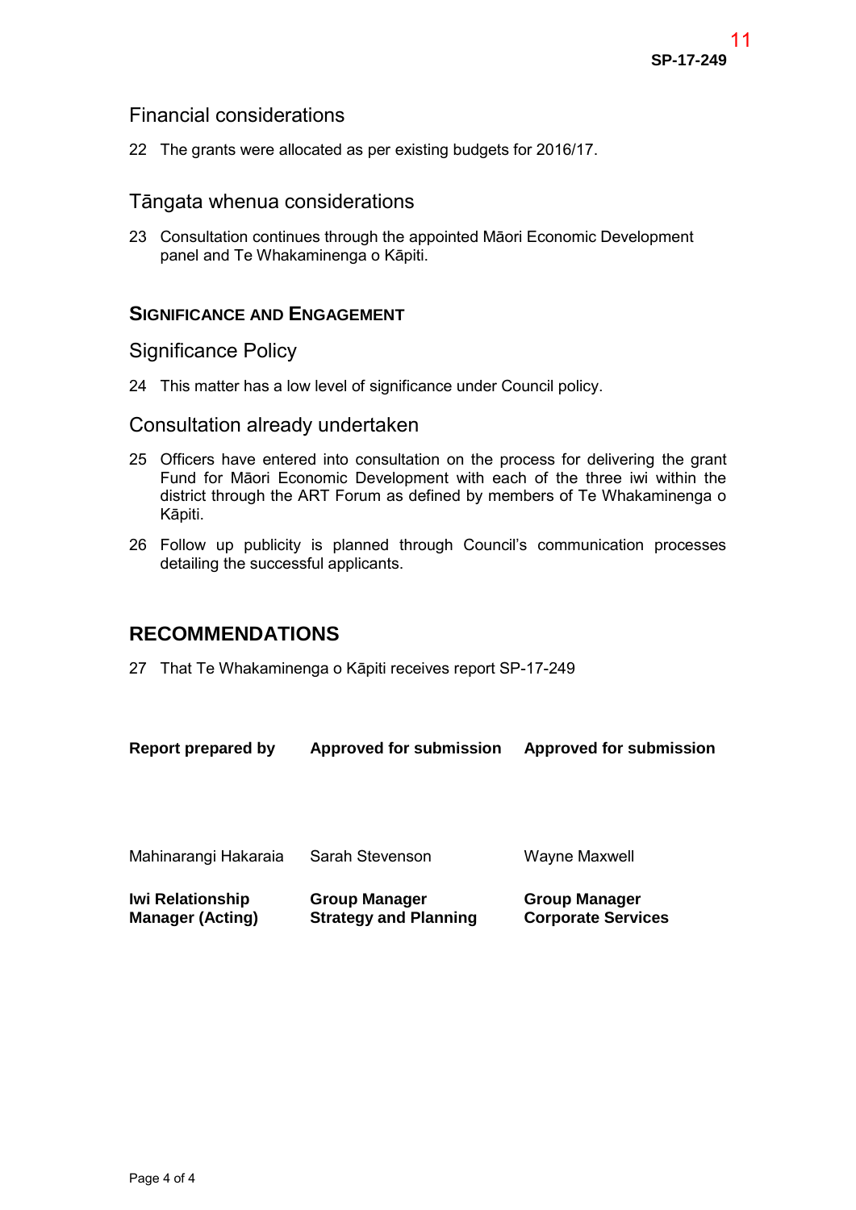## Financial considerations

22 The grants were allocated as per existing budgets for 2016/17.

## Tāngata whenua considerations

23 Consultation continues through the appointed Māori Economic Development panel and Te Whakaminenga o Kāpiti.

### SIGNIFICANCE AND ENGAGEMENT

## Significance Policy

24 This matter has a low level of significance under Council policy.

## Consultation already undertaken

25 Officers have entered into consultation on the process for delivering the grant Fund for Māori Economic Development with each of the three iwi within the district through the ART Forum as defined by members of Te Whakaminenga o Kāpiti.

26 Follow up publicity is planned through Council's communication processes detailing the successful applicants.

# RECOMMENDATIONS

27 That Te Whakaminenga o Kāpiti receives report SP-17-249

| **Report prepared by** | **Approved for submission** | **Approved for submission** |
|---|---|---|
| Mahinarangi Hakaraia | Sarah Stevenson | Wayne Maxwell |
| **Iwi Relationship Manager (Acting)** | **Group Manager Strategy and Planning** | **Group Manager Corporate Services** |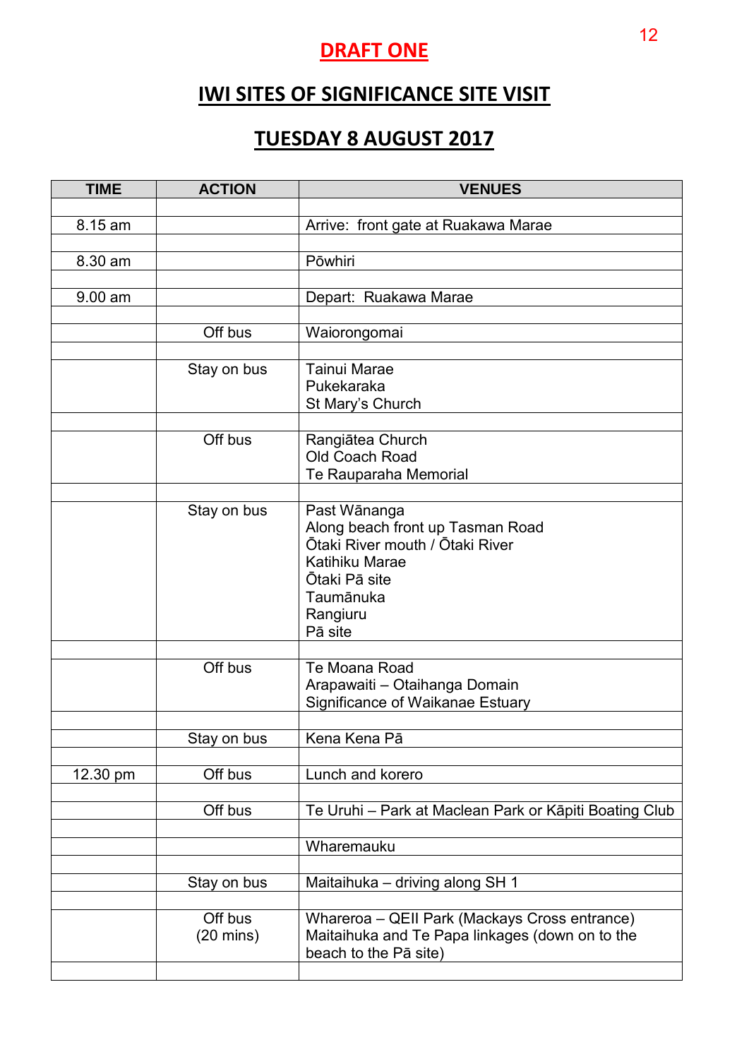**DRAFT ONE**

# IWI SITES OF SIGNIFICANCE SITE VISIT

## TUESDAY 8 AUGUST 2017

| TIME | ACTION | VENUES |
|---|---|---|
| | | |
| 8.15 am | | Arrive: front gate at Ruakawa Marae |
| | | |
| 8.30 am | | Pōwhiri |
| | | |
| 9.00 am | | Depart: Ruakawa Marae |
| | | |
| | Off bus | Waiorongomai |
| | | |
| | Stay on bus | Tainui Marae<br>Pukekaraka<br>St Mary's Church |
| | | |
| | Off bus | Rangiātea Church<br>Old Coach Road<br>Te Rauparaha Memorial |
| | | |
| | Stay on bus | Past Wānanga<br>Along beach front up Tasman Road<br>Ōtaki River mouth / Ōtaki River<br>Katihiku Marae<br>Ōtaki Pā site<br>Taumānuka<br>Rangiuru<br>Pā site |
| | | |
| | Off bus | Te Moana Road<br>Arapawaiti – Otaihanga Domain<br>Significance of Waikanae Estuary |
| | | |
| | Stay on bus | Kena Kena Pā |
| | | |
| 12.30 pm | Off bus | Lunch and korero |
| | | |
| | Off bus | Te Uruhi – Park at Maclean Park or Kāpiti Boating Club |
| | | |
| | | Wharemauku |
| | | |
| | Stay on bus | Maitaihuka – driving along SH 1 |
| | | |
| | Off bus<br>(20 mins) | Whareroa – QEII Park (Mackays Cross entrance)<br>Maitaihuka and Te Papa linkages (down on to the beach to the Pā site) |
| | | |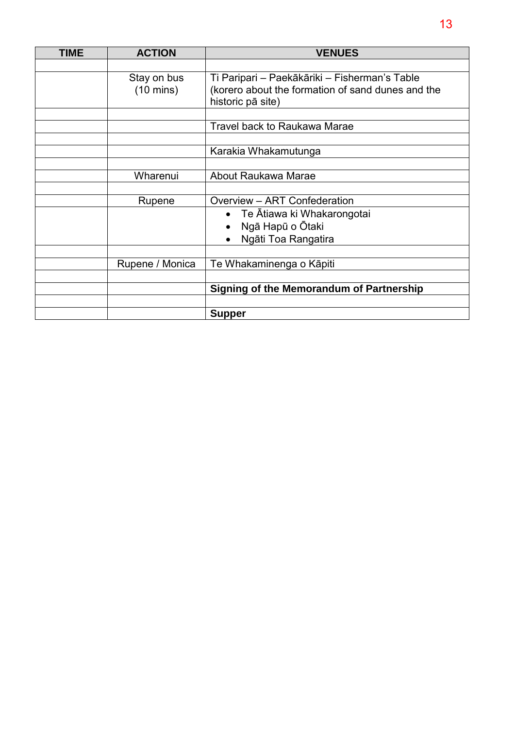| TIME | ACTION | VENUES |
|---|---|---|
| | | |
| | Stay on bus (10 mins) | Ti Paripari – Paekākāriki – Fisherman's Table (korero about the formation of sand dunes and the historic pā site) |
| | | |
| | | Travel back to Raukawa Marae |
| | | |
| | | Karakia Whakamutunga |
| | | |
| | Wharenui | About Raukawa Marae |
| | | |
| | Rupene | Overview – ART Confederation |
| | | • Te Ātiawa ki Whakarongotai<br>• Ngā Hapū o Ōtaki<br>• Ngāti Toa Rangatira |
| | | |
| | Rupene / Monica | Te Whakaminenga o Kāpiti |
| | | |
| | | **Signing of the Memorandum of Partnership** |
| | | |
| | | **Supper** |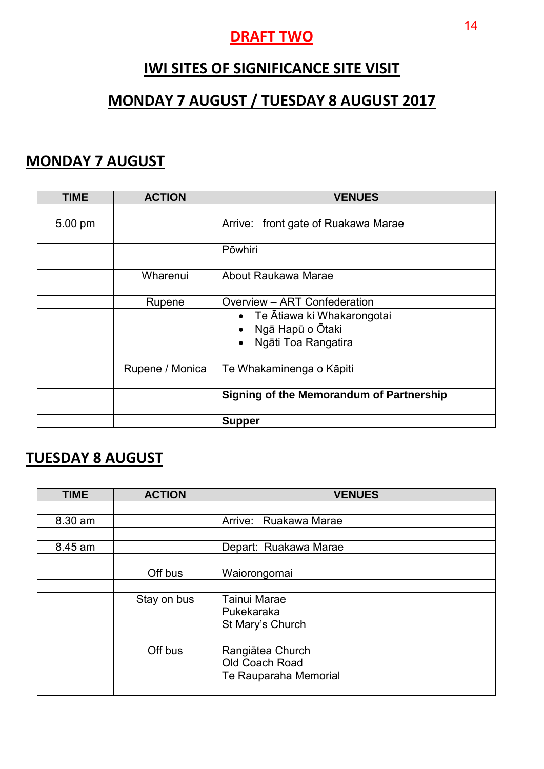**DRAFT TWO**

# IWI SITES OF SIGNIFICANCE SITE VISIT

# MONDAY 7 AUGUST / TUESDAY 8 AUGUST 2017

## MONDAY 7 AUGUST

| TIME | ACTION | VENUES |
|---|---|---|
| | | |
| 5.00 pm | | Arrive: front gate of Ruakawa Marae |
| | | |
| | | Pōwhiri |
| | | |
| | Wharenui | About Raukawa Marae |
| | | |
| | Rupene | Overview – ART Confederation |
| | | • Te Ātiawa ki Whakarongotai<br>• Ngā Hapū o Ōtaki<br>• Ngāti Toa Rangatira |
| | | |
| | Rupene / Monica | Te Whakaminenga o Kāpiti |
| | | |
| | | **Signing of the Memorandum of Partnership** |
| | | |
| | | **Supper** |

## TUESDAY 8 AUGUST

| TIME | ACTION | VENUES |
|---|---|---|
| | | |
| 8.30 am | | Arrive: Ruakawa Marae |
| | | |
| 8.45 am | | Depart: Ruakawa Marae |
| | | |
| | Off bus | Waiorongomai |
| | | |
| | Stay on bus | Tainui Marae<br>Pukekaraka<br>St Mary's Church |
| | | |
| | Off bus | Rangiātea Church<br>Old Coach Road<br>Te Rauparaha Memorial |
| | | |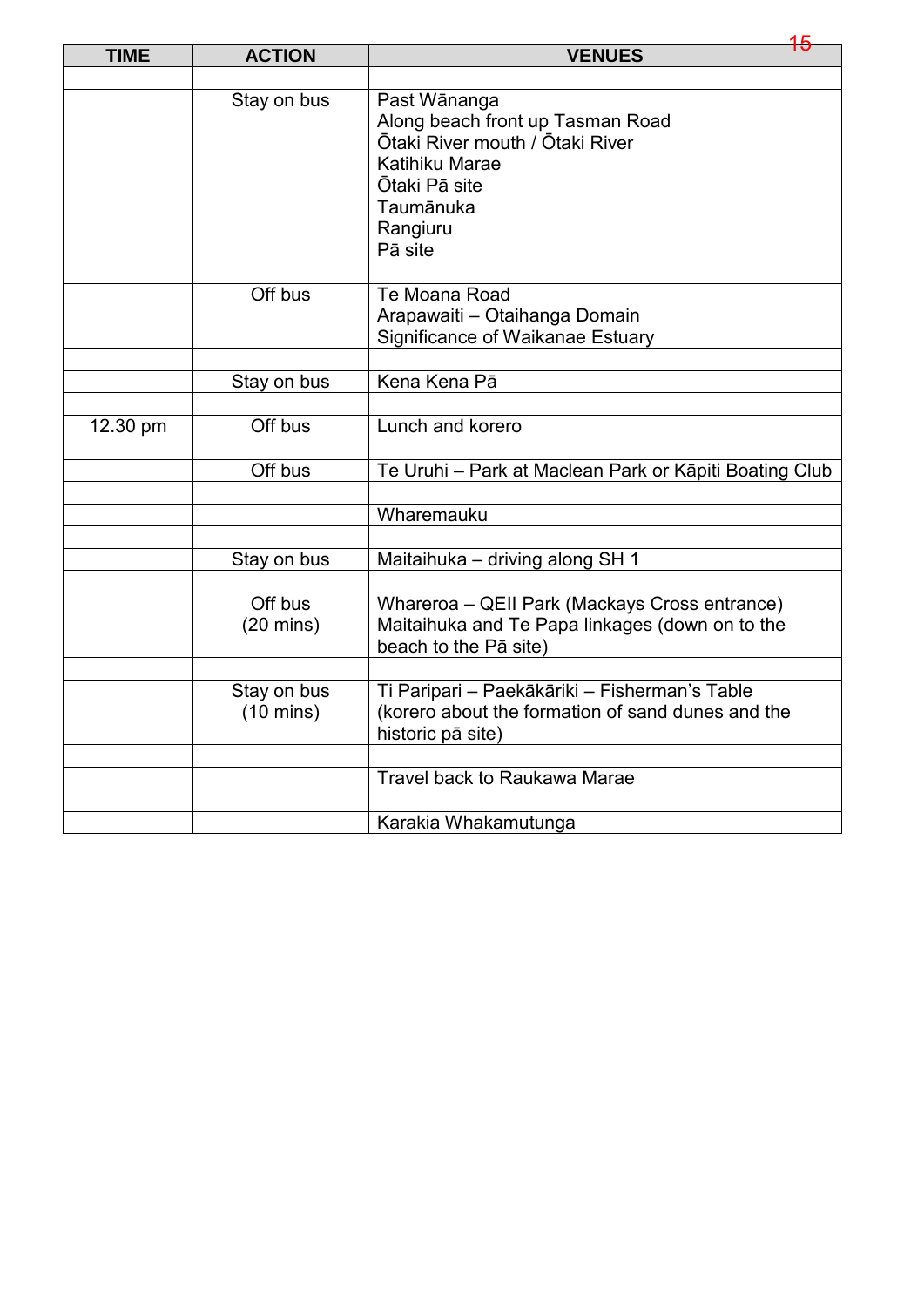| TIME | ACTION | VENUES |
|---|---|---|
| | | |
| | Stay on bus | Past Wānanga<br>Along beach front up Tasman Road<br>Ōtaki River mouth / Ōtaki River<br>Katihiku Marae<br>Ōtaki Pā site<br>Taumānuka<br>Rangiuru<br>Pā site |
| | | |
| | Off bus | Te Moana Road<br>Arapawaiti – Otaihanga Domain<br>Significance of Waikanae Estuary |
| | | |
| | Stay on bus | Kena Kena Pā |
| | | |
| 12.30 pm | Off bus | Lunch and korero |
| | | |
| | Off bus | Te Uruhi – Park at Maclean Park or Kāpiti Boating Club |
| | | |
| | | Wharemauku |
| | | |
| | Stay on bus | Maitaihuka – driving along SH 1 |
| | | |
| | Off bus<br>(20 mins) | Whareroa – QEII Park (Mackays Cross entrance)<br>Maitaihuka and Te Papa linkages (down on to the beach to the Pā site) |
| | | |
| | Stay on bus<br>(10 mins) | Ti Paripari – Paekākāriki – Fisherman's Table<br>(korero about the formation of sand dunes and the historic pā site) |
| | | |
| | | Travel back to Raukawa Marae |
| | | |
| | | Karakia Whakamutunga |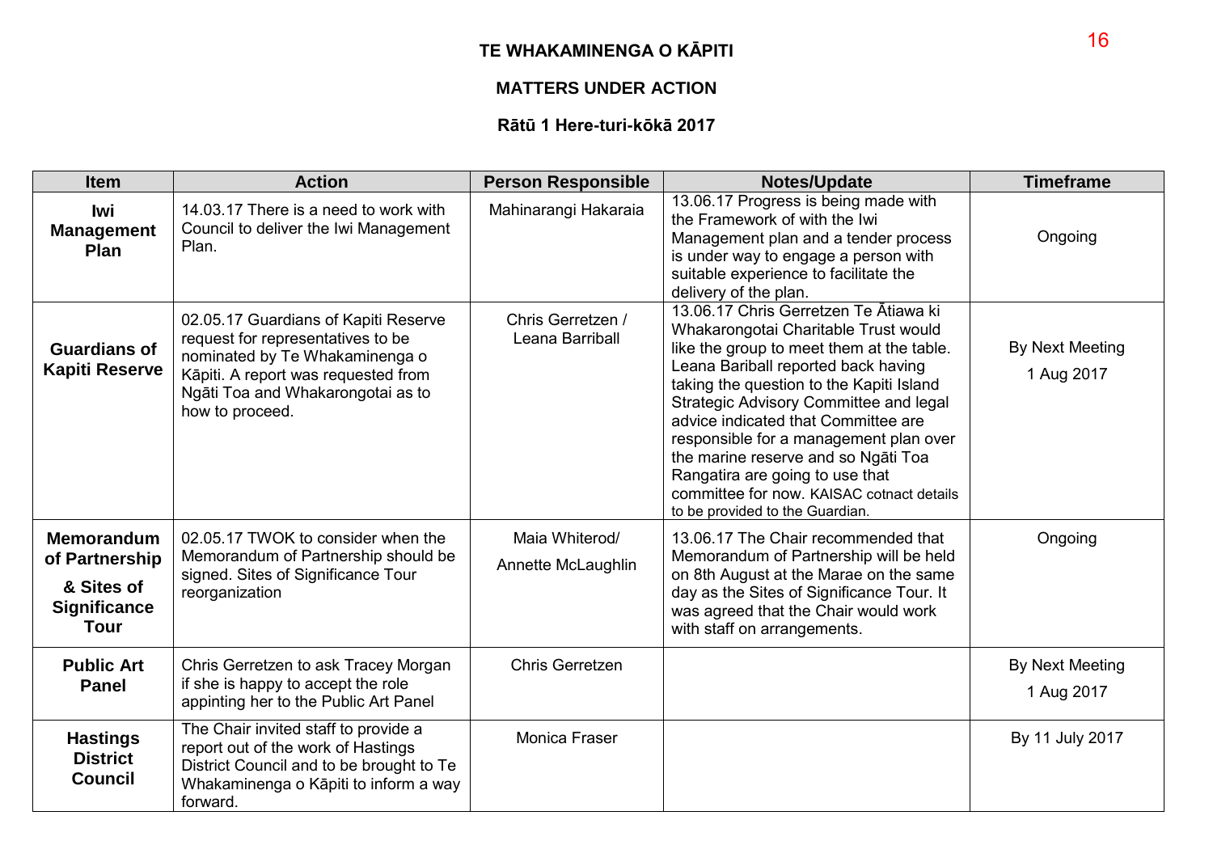# TE WHAKAMINENGA O KĀPITI

## MATTERS UNDER ACTION

### Rātū 1 Here-turi-kōkā 2017

| Item | Action | Person Responsible | Notes/Update | Timeframe |
|---|---|---|---|---|
| **Iwi Management Plan** | 14.03.17 There is a need to work with Council to deliver the Iwi Management Plan. | Mahinarangi Hakaraia | 13.06.17 Progress is being made with the Framework of with the Iwi Management plan and a tender process is under way to engage a person with suitable experience to facilitate the delivery of the plan. | Ongoing |
| **Guardians of Kapiti Reserve** | 02.05.17 Guardians of Kapiti Reserve request for representatives to be nominated by Te Whakaminenga o Kāpiti. A report was requested from Ngāti Toa and Whakarongotai as to how to proceed. | Chris Gerretzen / Leana Barriball | 13.06.17 Chris Gerretzen Te Ātiawa ki Whakarongotai Charitable Trust would like the group to meet them at the table. Leana Bariball reported back having taking the question to the Kapiti Island Strategic Advisory Committee and legal advice indicated that Committee are responsible for a management plan over the marine reserve and so Ngāti Toa Rangatira are going to use that committee for now. KAISAC cotnact details to be provided to the Guardian. | By Next Meeting 1 Aug 2017 |
| **Memorandum of Partnership & Sites of Significance Tour** | 02.05.17 TWOK to consider when the Memorandum of Partnership should be signed. Sites of Significance Tour reorganization | Maia Whiterod/ Annette McLaughlin | 13.06.17 The Chair recommended that Memorandum of Partnership will be held on 8th August at the Marae on the same day as the Sites of Significance Tour. It was agreed that the Chair would work with staff on arrangements. | Ongoing |
| **Public Art Panel** | Chris Gerretzen to ask Tracey Morgan if she is happy to accept the role appinting her to the Public Art Panel | Chris Gerretzen | | By Next Meeting 1 Aug 2017 |
| **Hastings District Council** | The Chair invited staff to provide a report out of the work of Hastings District Council and to be brought to Te Whakaminenga o Kāpiti to inform a way forward. | Monica Fraser | | By 11 July 2017 |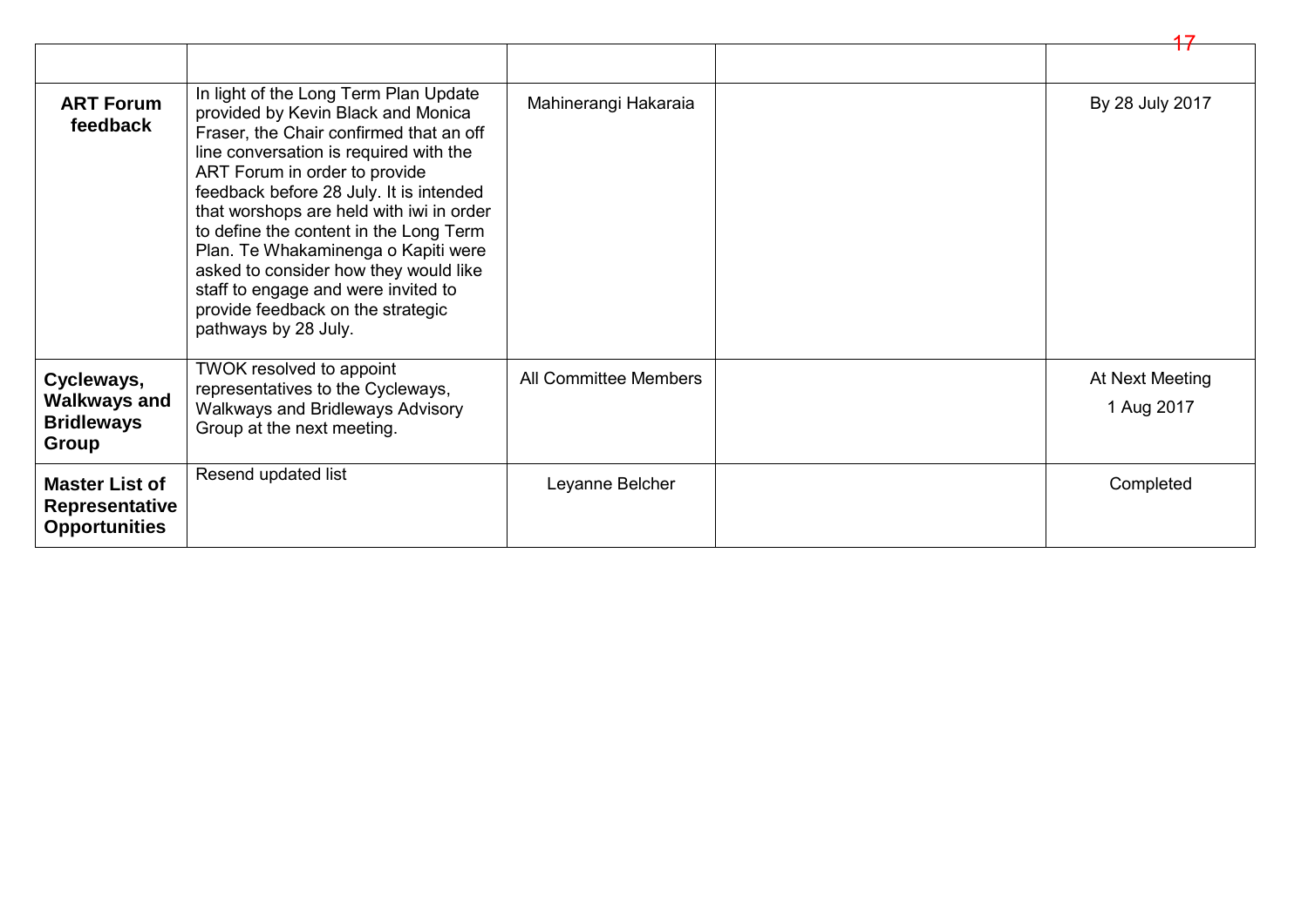| | | | | |
|---|---|---|---|---|
| **ART Forum feedback** | In light of the Long Term Plan Update provided by Kevin Black and Monica Fraser, the Chair confirmed that an off line conversation is required with the ART Forum in order to provide feedback before 28 July. It is intended that worshops are held with iwi in order to define the content in the Long Term Plan. Te Whakaminenga o Kapiti were asked to consider how they would like staff to engage and were invited to provide feedback on the strategic pathways by 28 July. | Mahinerangi Hakaraia | | By 28 July 2017 |
| **Cycleways, Walkways and Bridleways Group** | TWOK resolved to appoint representatives to the Cycleways, Walkways and Bridleways Advisory Group at the next meeting. | All Committee Members | | At Next Meeting 1 Aug 2017 |
| **Master List of Representative Opportunities** | Resend updated list | Leyanne Belcher | | Completed |